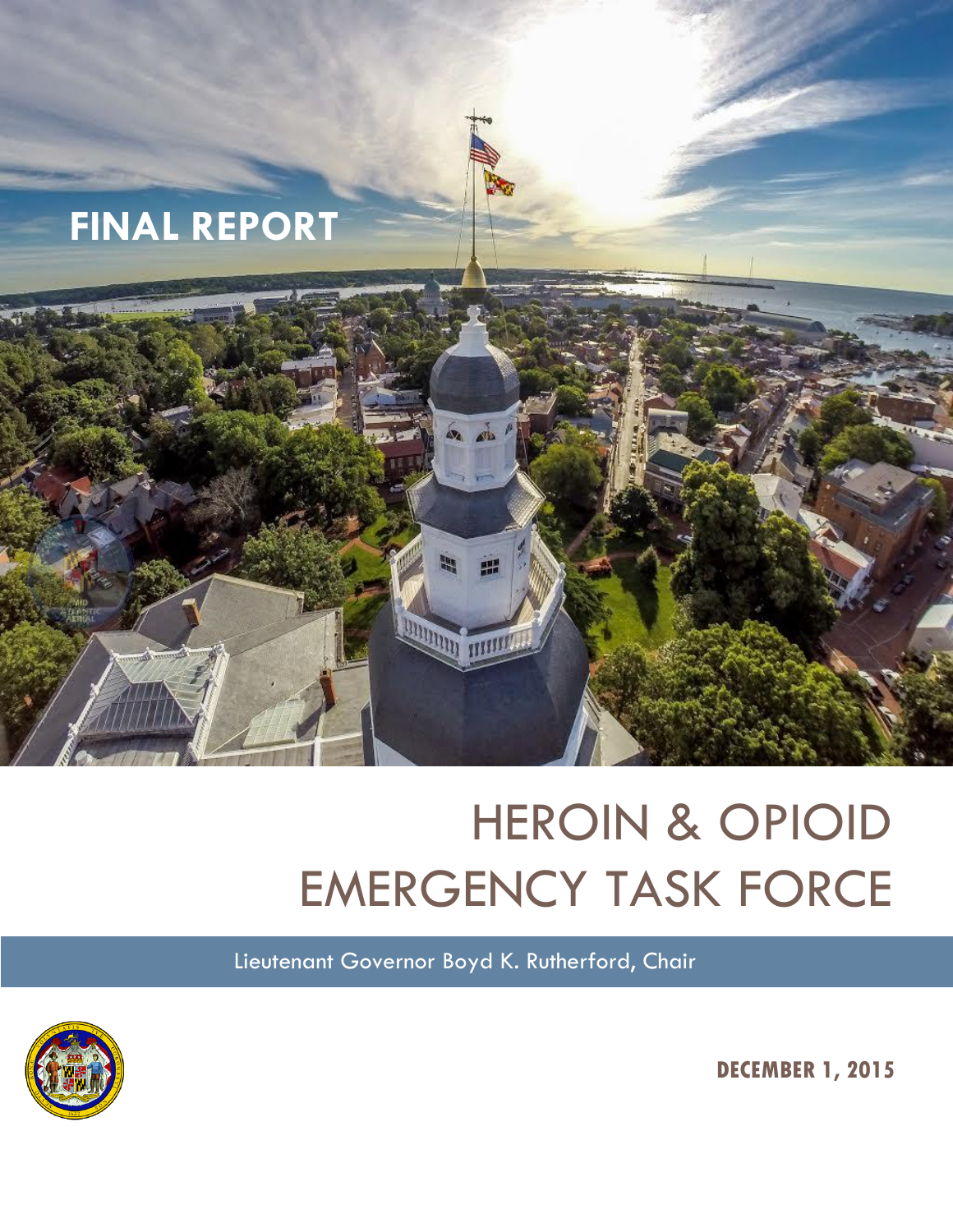# FINAL REPORT

# HEROIN & OPIOID EMERGENCY TASK FORCE

Lieutenant Governor Boyd K. Rutherford, Chair

**DECEMBER 1, 2015**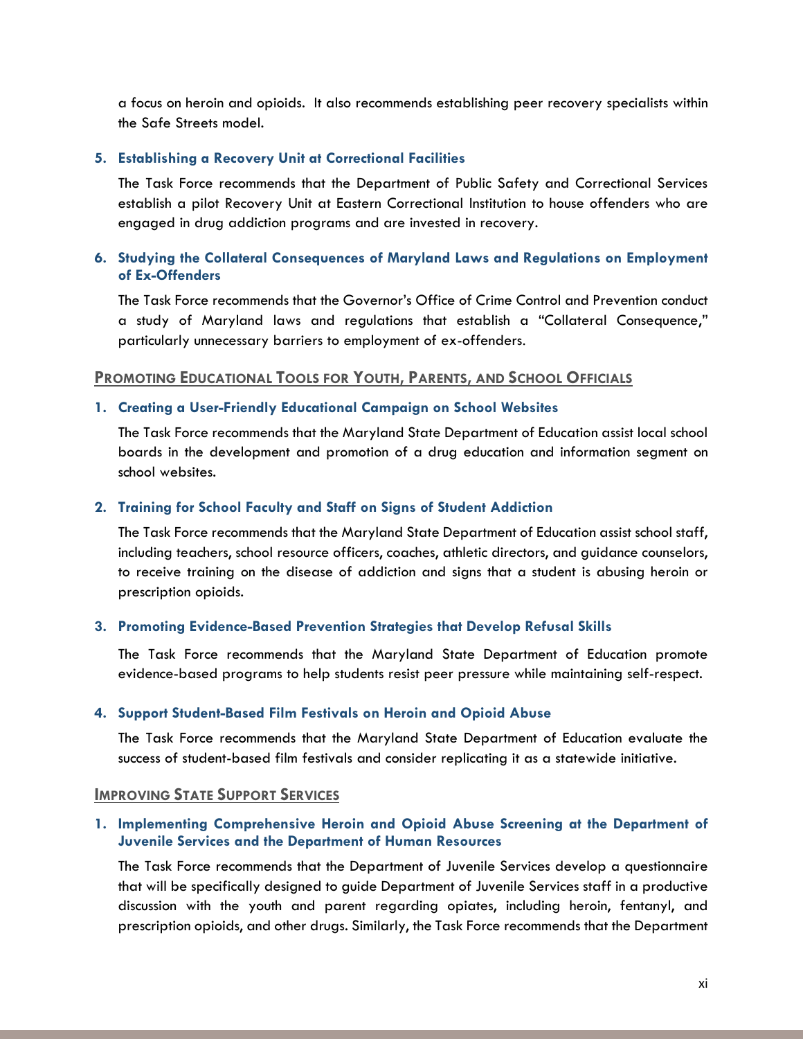a focus on heroin and opioids. It also recommends establishing peer recovery specialists within the Safe Streets model.

5. **Establishing a Recovery Unit at Correctional Facilities**

   The Task Force recommends that the Department of Public Safety and Correctional Services establish a pilot Recovery Unit at Eastern Correctional Institution to house offenders who are engaged in drug addiction programs and are invested in recovery.

6. **Studying the Collateral Consequences of Maryland Laws and Regulations on Employment of Ex-Offenders**

   The Task Force recommends that the Governor's Office of Crime Control and Prevention conduct a study of Maryland laws and regulations that establish a "Collateral Consequence," particularly unnecessary barriers to employment of ex-offenders.

## PROMOTING EDUCATIONAL TOOLS FOR YOUTH, PARENTS, AND SCHOOL OFFICIALS

1. **Creating a User-Friendly Educational Campaign on School Websites**

   The Task Force recommends that the Maryland State Department of Education assist local school boards in the development and promotion of a drug education and information segment on school websites.

2. **Training for School Faculty and Staff on Signs of Student Addiction**

   The Task Force recommends that the Maryland State Department of Education assist school staff, including teachers, school resource officers, coaches, athletic directors, and guidance counselors, to receive training on the disease of addiction and signs that a student is abusing heroin or prescription opioids.

3. **Promoting Evidence-Based Prevention Strategies that Develop Refusal Skills**

   The Task Force recommends that the Maryland State Department of Education promote evidence-based programs to help students resist peer pressure while maintaining self-respect.

4. **Support Student-Based Film Festivals on Heroin and Opioid Abuse**

   The Task Force recommends that the Maryland State Department of Education evaluate the success of student-based film festivals and consider replicating it as a statewide initiative.

## IMPROVING STATE SUPPORT SERVICES

1. **Implementing Comprehensive Heroin and Opioid Abuse Screening at the Department of Juvenile Services and the Department of Human Resources**

   The Task Force recommends that the Department of Juvenile Services develop a questionnaire that will be specifically designed to guide Department of Juvenile Services staff in a productive discussion with the youth and parent regarding opiates, including heroin, fentanyl, and prescription opioids, and other drugs. Similarly, the Task Force recommends that the Department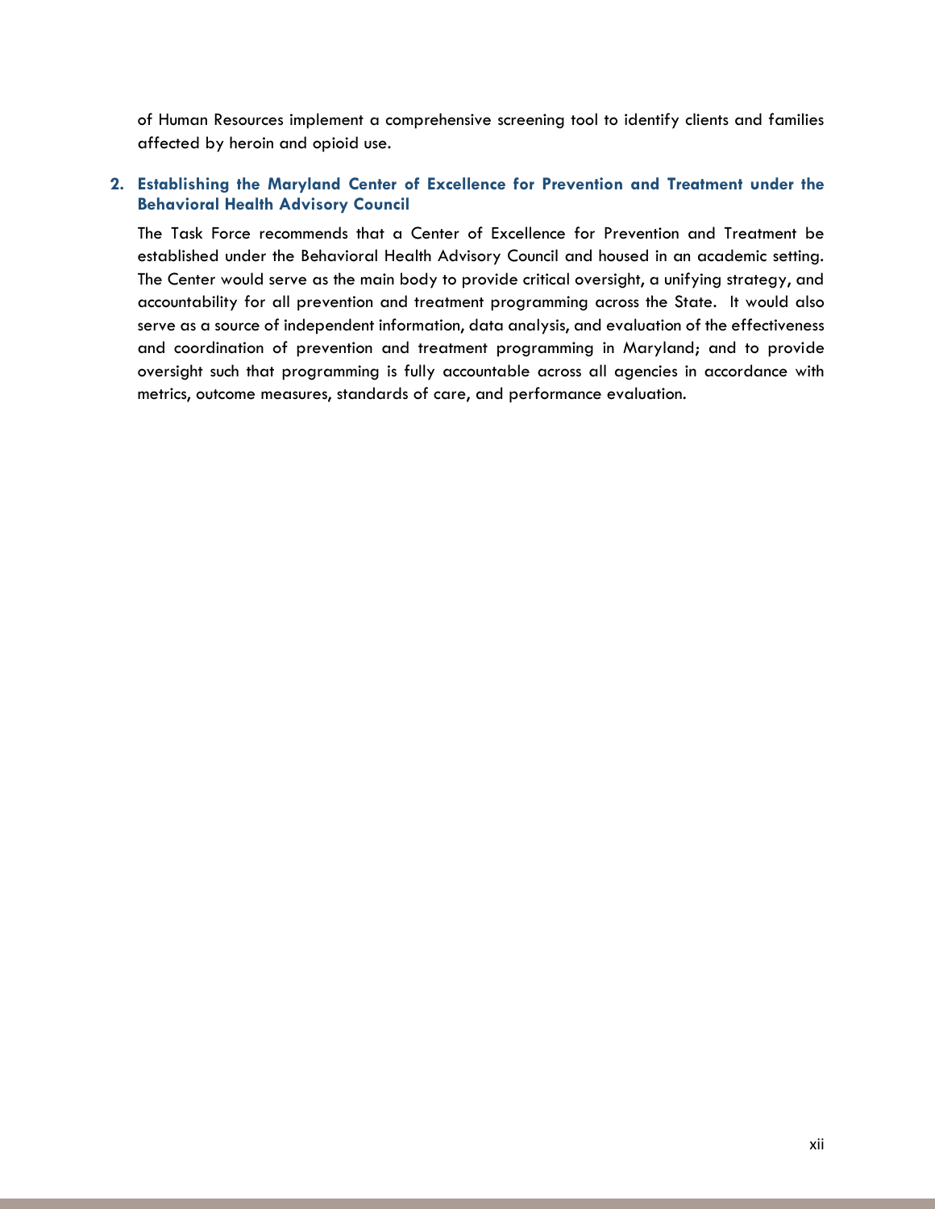of Human Resources implement a comprehensive screening tool to identify clients and families affected by heroin and opioid use.

2. **Establishing the Maryland Center of Excellence for Prevention and Treatment under the Behavioral Health Advisory Council**

   The Task Force recommends that a Center of Excellence for Prevention and Treatment be established under the Behavioral Health Advisory Council and housed in an academic setting. The Center would serve as the main body to provide critical oversight, a unifying strategy, and accountability for all prevention and treatment programming across the State. It would also serve as a source of independent information, data analysis, and evaluation of the effectiveness and coordination of prevention and treatment programming in Maryland; and to provide oversight such that programming is fully accountable across all agencies in accordance with metrics, outcome measures, standards of care, and performance evaluation.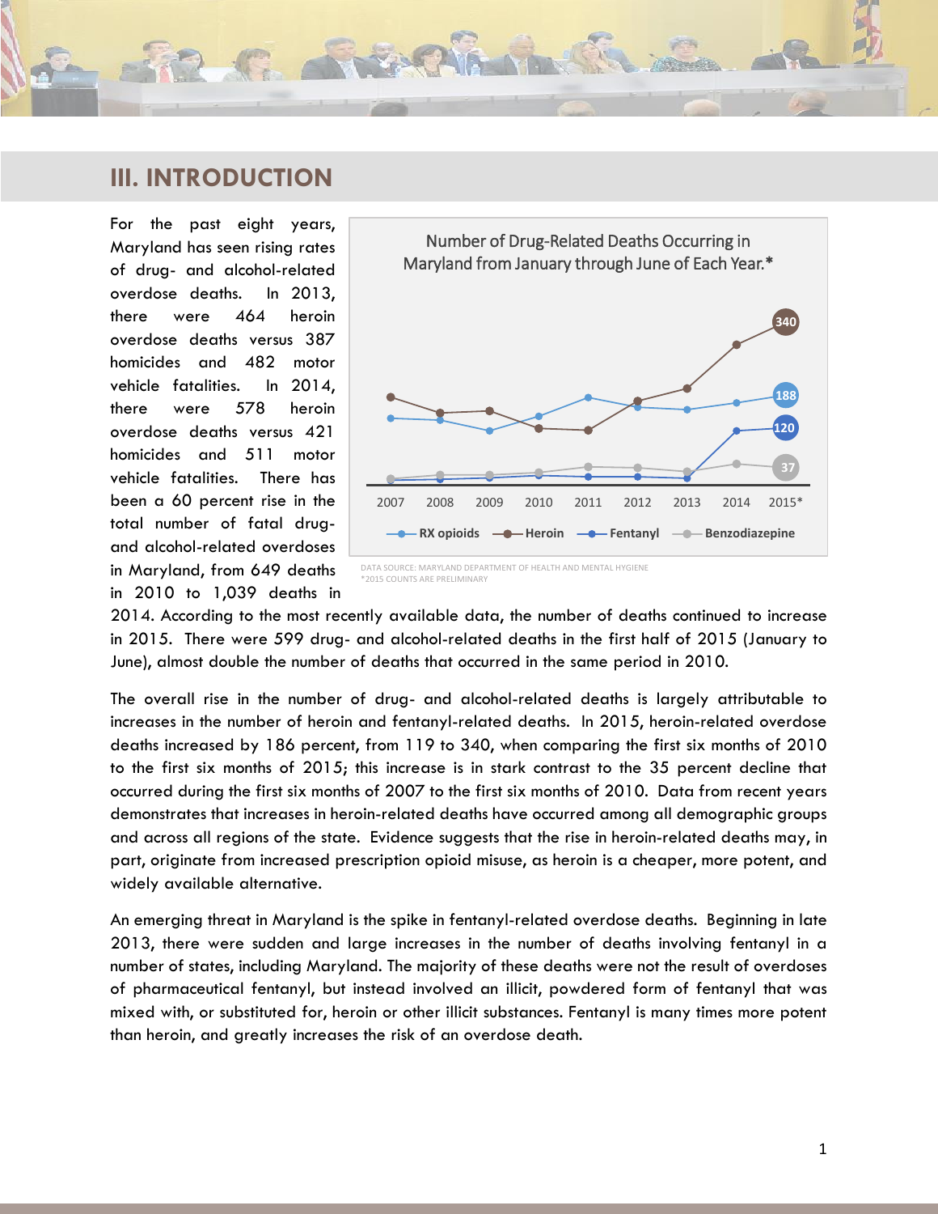## III. INTRODUCTION

For the past eight years, Maryland has seen rising rates of drug- and alcohol-related overdose deaths. In 2013, there were 464 heroin overdose deaths versus 387 homicides and 482 motor vehicle fatalities. In 2014, there were 578 heroin overdose deaths versus 421 homicides and 511 motor vehicle fatalities. There has been a 60 percent rise in the total number of fatal drug- and alcohol-related overdoses in Maryland, from 649 deaths in 2010 to 1,039 deaths in 2014. According to the most recently available data, the number of deaths continued to increase in 2015. There were 599 drug- and alcohol-related deaths in the first half of 2015 (January to June), almost double the number of deaths that occurred in the same period in 2010.

Number of Drug-Related Deaths Occurring in Maryland from January through June of Each Year.*

340
188
120
37

2007 2008 2009 2010 2011 2012 2013 2014 2015*

RX opioids — Heroin — Fentanyl — Benzodiazepine

DATA SOURCE: MARYLAND DEPARTMENT OF HEALTH AND MENTAL HYGIENE
*2015 COUNTS ARE PRELIMINARY

The overall rise in the number of drug- and alcohol-related deaths is largely attributable to increases in the number of heroin and fentanyl-related deaths. In 2015, heroin-related overdose deaths increased by 186 percent, from 119 to 340, when comparing the first six months of 2010 to the first six months of 2015; this increase is in stark contrast to the 35 percent decline that occurred during the first six months of 2007 to the first six months of 2010. Data from recent years demonstrates that increases in heroin-related deaths have occurred among all demographic groups and across all regions of the state. Evidence suggests that the rise in heroin-related deaths may, in part, originate from increased prescription opioid misuse, as heroin is a cheaper, more potent, and widely available alternative.

An emerging threat in Maryland is the spike in fentanyl-related overdose deaths. Beginning in late 2013, there were sudden and large increases in the number of deaths involving fentanyl in a number of states, including Maryland. The majority of these deaths were not the result of overdoses of pharmaceutical fentanyl, but instead involved an illicit, powdered form of fentanyl that was mixed with, or substituted for, heroin or other illicit substances. Fentanyl is many times more potent than heroin, and greatly increases the risk of an overdose death.